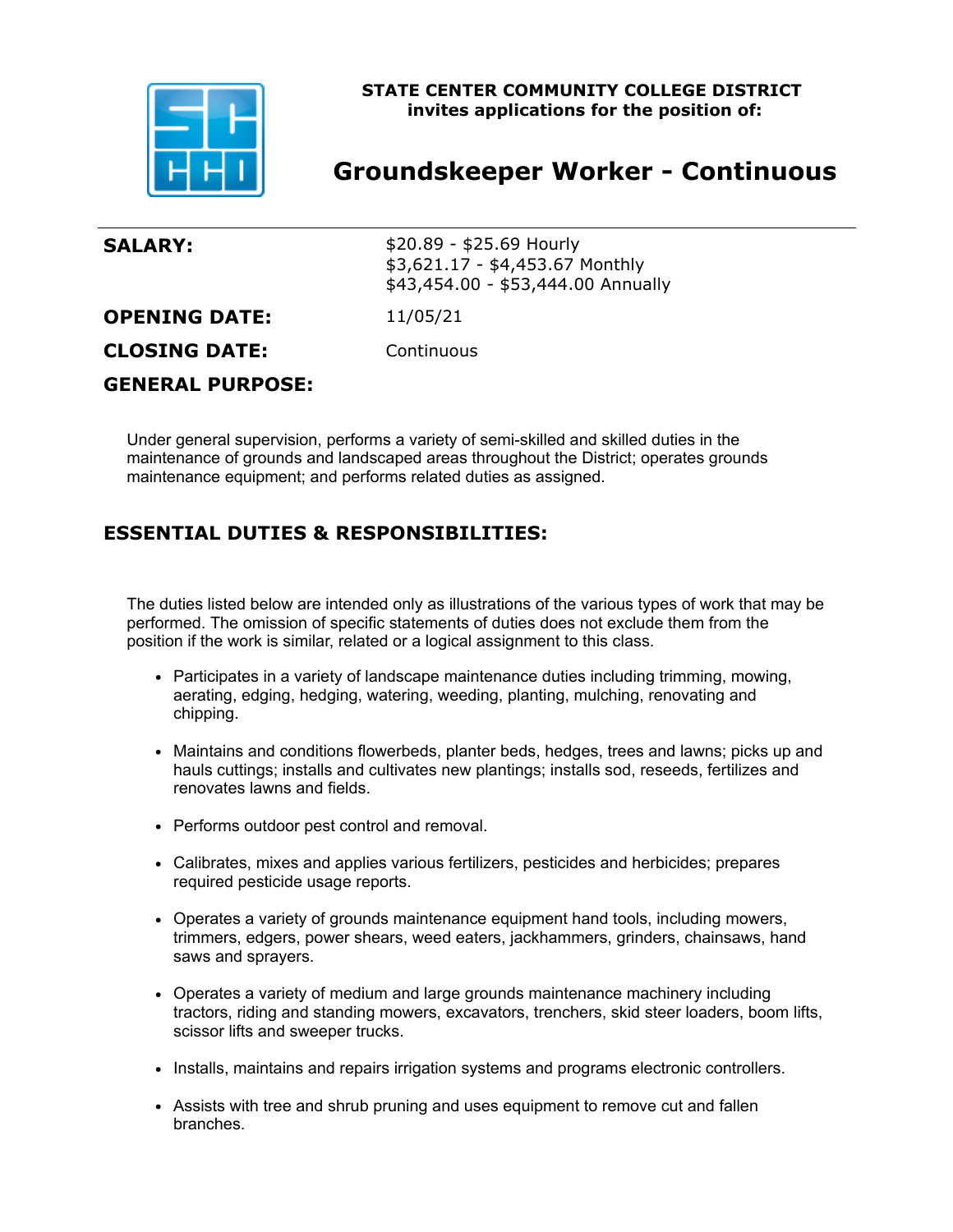**STATE CENTER COMMUNITY COLLEGE DISTRICT**
**invites applications for the position of:**

# Groundskeeper Worker - Continuous

**SALARY:** $20.89 - $25.69 Hourly
$3,621.17 - $4,453.67 Monthly
$43,454.00 - $53,444.00 Annually

**OPENING DATE:** 11/05/21

**CLOSING DATE:** Continuous

## GENERAL PURPOSE:

Under general supervision, performs a variety of semi-skilled and skilled duties in the maintenance of grounds and landscaped areas throughout the District; operates grounds maintenance equipment; and performs related duties as assigned.

## ESSENTIAL DUTIES & RESPONSIBILITIES:

The duties listed below are intended only as illustrations of the various types of work that may be performed. The omission of specific statements of duties does not exclude them from the position if the work is similar, related or a logical assignment to this class.

- Participates in a variety of landscape maintenance duties including trimming, mowing, aerating, edging, hedging, watering, weeding, planting, mulching, renovating and chipping.
- Maintains and conditions flowerbeds, planter beds, hedges, trees and lawns; picks up and hauls cuttings; installs and cultivates new plantings; installs sod, reseeds, fertilizes and renovates lawns and fields.
- Performs outdoor pest control and removal.
- Calibrates, mixes and applies various fertilizers, pesticides and herbicides; prepares required pesticide usage reports.
- Operates a variety of grounds maintenance equipment hand tools, including mowers, trimmers, edgers, power shears, weed eaters, jackhammers, grinders, chainsaws, hand saws and sprayers.
- Operates a variety of medium and large grounds maintenance machinery including tractors, riding and standing mowers, excavators, trenchers, skid steer loaders, boom lifts, scissor lifts and sweeper trucks.
- Installs, maintains and repairs irrigation systems and programs electronic controllers.
- Assists with tree and shrub pruning and uses equipment to remove cut and fallen branches.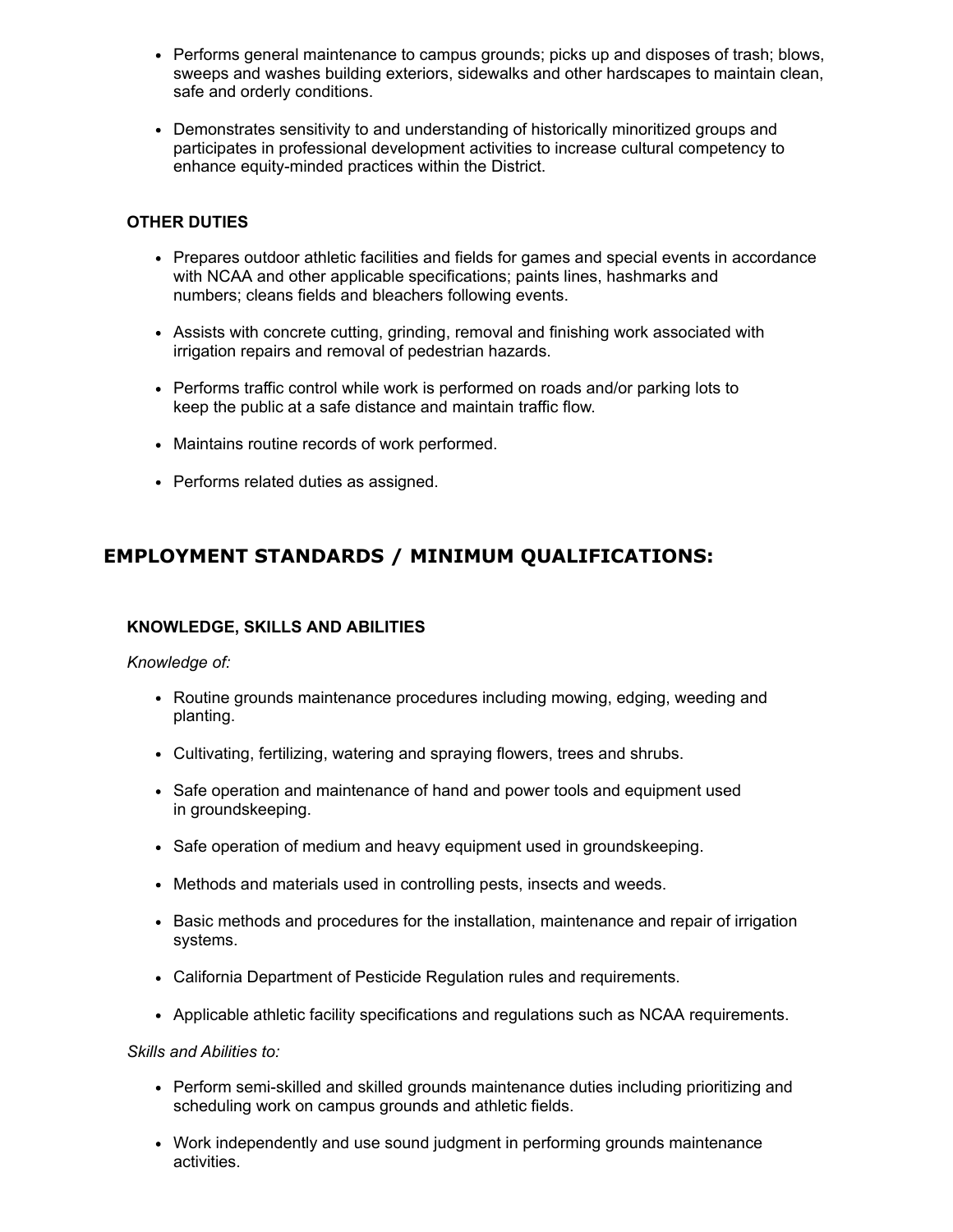- Performs general maintenance to campus grounds; picks up and disposes of trash; blows, sweeps and washes building exteriors, sidewalks and other hardscapes to maintain clean, safe and orderly conditions.
- Demonstrates sensitivity to and understanding of historically minoritized groups and participates in professional development activities to increase cultural competency to enhance equity-minded practices within the District.

**OTHER DUTIES**

- Prepares outdoor athletic facilities and fields for games and special events in accordance with NCAA and other applicable specifications; paints lines, hashmarks and numbers; cleans fields and bleachers following events.
- Assists with concrete cutting, grinding, removal and finishing work associated with irrigation repairs and removal of pedestrian hazards.
- Performs traffic control while work is performed on roads and/or parking lots to keep the public at a safe distance and maintain traffic flow.
- Maintains routine records of work performed.
- Performs related duties as assigned.

## EMPLOYMENT STANDARDS / MINIMUM QUALIFICATIONS:

**KNOWLEDGE, SKILLS AND ABILITIES**

*Knowledge of:*

- Routine grounds maintenance procedures including mowing, edging, weeding and planting.
- Cultivating, fertilizing, watering and spraying flowers, trees and shrubs.
- Safe operation and maintenance of hand and power tools and equipment used in groundskeeping.
- Safe operation of medium and heavy equipment used in groundskeeping.
- Methods and materials used in controlling pests, insects and weeds.
- Basic methods and procedures for the installation, maintenance and repair of irrigation systems.
- California Department of Pesticide Regulation rules and requirements.
- Applicable athletic facility specifications and regulations such as NCAA requirements.

*Skills and Abilities to:*

- Perform semi-skilled and skilled grounds maintenance duties including prioritizing and scheduling work on campus grounds and athletic fields.
- Work independently and use sound judgment in performing grounds maintenance activities.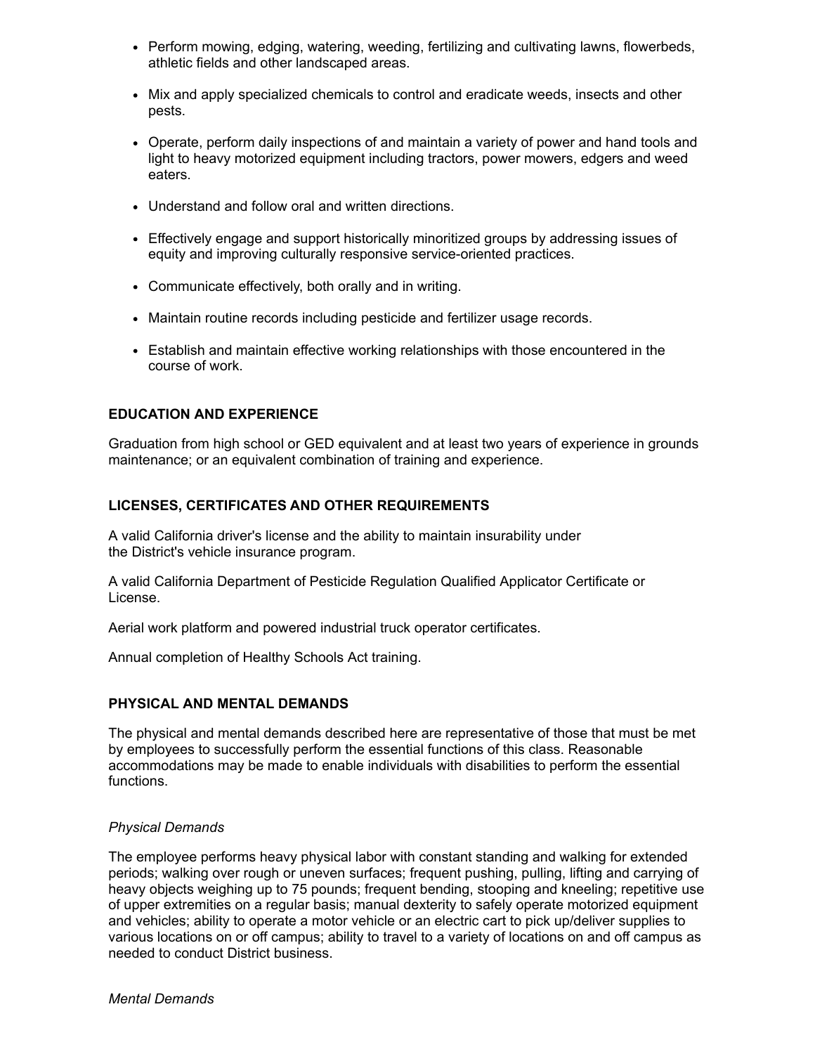- Perform mowing, edging, watering, weeding, fertilizing and cultivating lawns, flowerbeds, athletic fields and other landscaped areas.
- Mix and apply specialized chemicals to control and eradicate weeds, insects and other pests.
- Operate, perform daily inspections of and maintain a variety of power and hand tools and light to heavy motorized equipment including tractors, power mowers, edgers and weed eaters.
- Understand and follow oral and written directions.
- Effectively engage and support historically minoritized groups by addressing issues of equity and improving culturally responsive service-oriented practices.
- Communicate effectively, both orally and in writing.
- Maintain routine records including pesticide and fertilizer usage records.
- Establish and maintain effective working relationships with those encountered in the course of work.

**EDUCATION AND EXPERIENCE**

Graduation from high school or GED equivalent and at least two years of experience in grounds maintenance; or an equivalent combination of training and experience.

**LICENSES, CERTIFICATES AND OTHER REQUIREMENTS**

A valid California driver's license and the ability to maintain insurability under the District's vehicle insurance program.

A valid California Department of Pesticide Regulation Qualified Applicator Certificate or License.

Aerial work platform and powered industrial truck operator certificates.

Annual completion of Healthy Schools Act training.

**PHYSICAL AND MENTAL DEMANDS**

The physical and mental demands described here are representative of those that must be met by employees to successfully perform the essential functions of this class. Reasonable accommodations may be made to enable individuals with disabilities to perform the essential functions.

*Physical Demands*

The employee performs heavy physical labor with constant standing and walking for extended periods; walking over rough or uneven surfaces; frequent pushing, pulling, lifting and carrying of heavy objects weighing up to 75 pounds; frequent bending, stooping and kneeling; repetitive use of upper extremities on a regular basis; manual dexterity to safely operate motorized equipment and vehicles; ability to operate a motor vehicle or an electric cart to pick up/deliver supplies to various locations on or off campus; ability to travel to a variety of locations on and off campus as needed to conduct District business.

*Mental Demands*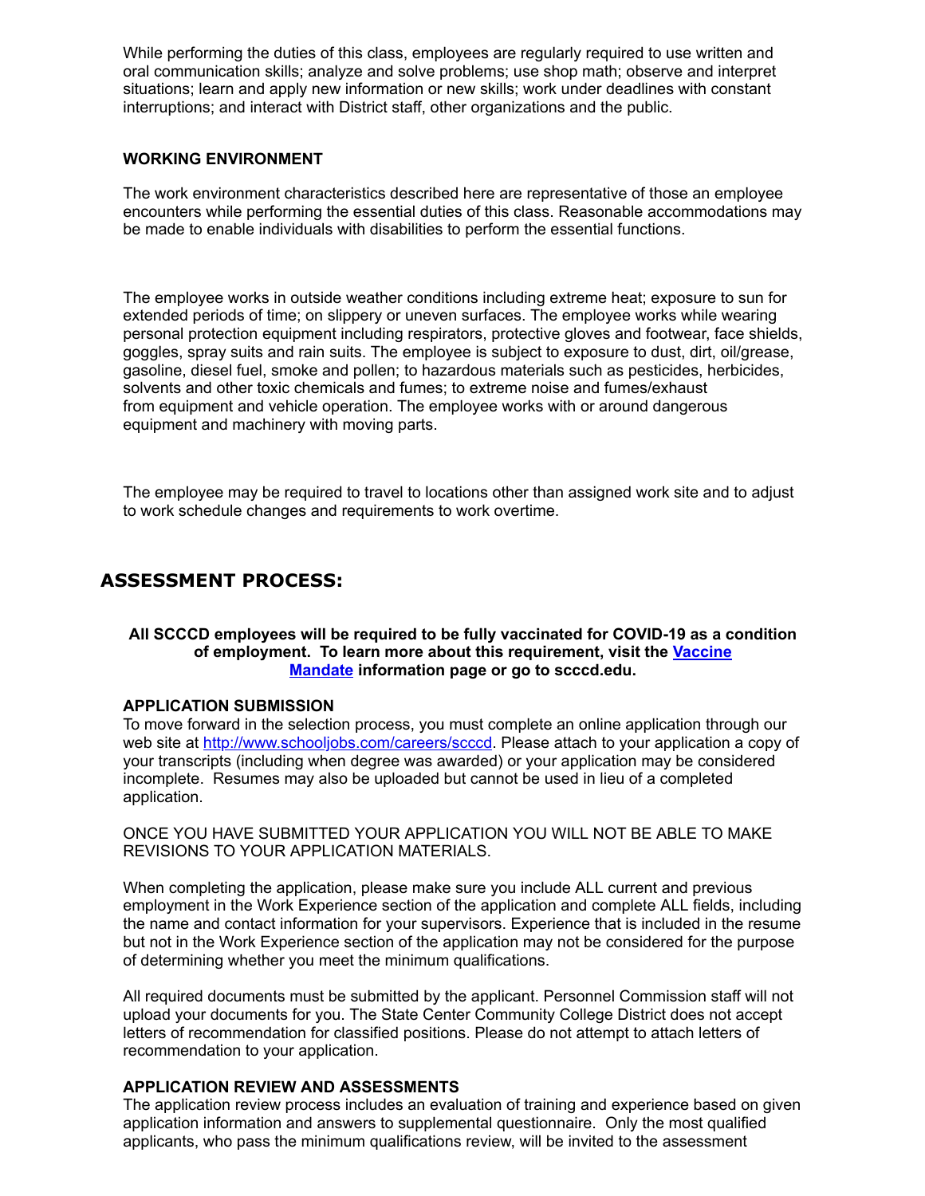While performing the duties of this class, employees are regularly required to use written and oral communication skills; analyze and solve problems; use shop math; observe and interpret situations; learn and apply new information or new skills; work under deadlines with constant interruptions; and interact with District staff, other organizations and the public.

**WORKING ENVIRONMENT**

The work environment characteristics described here are representative of those an employee encounters while performing the essential duties of this class. Reasonable accommodations may be made to enable individuals with disabilities to perform the essential functions.

The employee works in outside weather conditions including extreme heat; exposure to sun for extended periods of time; on slippery or uneven surfaces. The employee works while wearing personal protection equipment including respirators, protective gloves and footwear, face shields, goggles, spray suits and rain suits. The employee is subject to exposure to dust, dirt, oil/grease, gasoline, diesel fuel, smoke and pollen; to hazardous materials such as pesticides, herbicides, solvents and other toxic chemicals and fumes; to extreme noise and fumes/exhaust from equipment and vehicle operation. The employee works with or around dangerous equipment and machinery with moving parts.

The employee may be required to travel to locations other than assigned work site and to adjust to work schedule changes and requirements to work overtime.

## ASSESSMENT PROCESS:

**All SCCCD employees will be required to be fully vaccinated for COVID-19 as a condition of employment. To learn more about this requirement, visit the [Vaccine Mandate](Vaccine Mandate) information page or go to scccd.edu.**

**APPLICATION SUBMISSION**

To move forward in the selection process, you must complete an online application through our web site at [http://www.schooljobs.com/careers/scccd](http://www.schooljobs.com/careers/scccd). Please attach to your application a copy of your transcripts (including when degree was awarded) or your application may be considered incomplete. Resumes may also be uploaded but cannot be used in lieu of a completed application.

ONCE YOU HAVE SUBMITTED YOUR APPLICATION YOU WILL NOT BE ABLE TO MAKE REVISIONS TO YOUR APPLICATION MATERIALS.

When completing the application, please make sure you include ALL current and previous employment in the Work Experience section of the application and complete ALL fields, including the name and contact information for your supervisors. Experience that is included in the resume but not in the Work Experience section of the application may not be considered for the purpose of determining whether you meet the minimum qualifications.

All required documents must be submitted by the applicant. Personnel Commission staff will not upload your documents for you. The State Center Community College District does not accept letters of recommendation for classified positions. Please do not attempt to attach letters of recommendation to your application.

**APPLICATION REVIEW AND ASSESSMENTS**

The application review process includes an evaluation of training and experience based on given application information and answers to supplemental questionnaire. Only the most qualified applicants, who pass the minimum qualifications review, will be invited to the assessment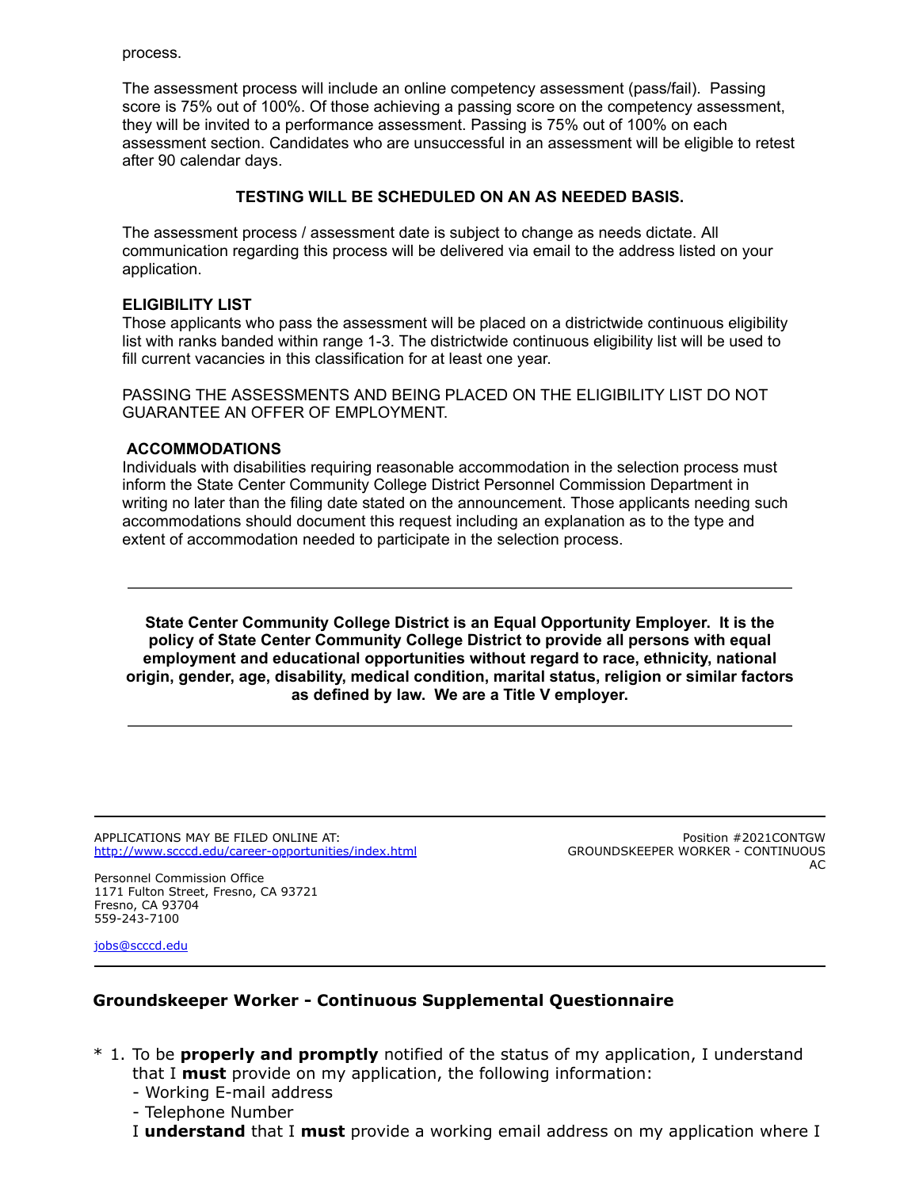process.

The assessment process will include an online competency assessment (pass/fail). Passing score is 75% out of 100%. Of those achieving a passing score on the competency assessment, they will be invited to a performance assessment. Passing is 75% out of 100% on each assessment section. Candidates who are unsuccessful in an assessment will be eligible to retest after 90 calendar days.

**TESTING WILL BE SCHEDULED ON AN AS NEEDED BASIS.**

The assessment process / assessment date is subject to change as needs dictate. All communication regarding this process will be delivered via email to the address listed on your application.

**ELIGIBILITY LIST**

Those applicants who pass the assessment will be placed on a districtwide continuous eligibility list with ranks banded within range 1-3. The districtwide continuous eligibility list will be used to fill current vacancies in this classification for at least one year.

PASSING THE ASSESSMENTS AND BEING PLACED ON THE ELIGIBILITY LIST DO NOT GUARANTEE AN OFFER OF EMPLOYMENT.

**ACCOMMODATIONS**

Individuals with disabilities requiring reasonable accommodation in the selection process must inform the State Center Community College District Personnel Commission Department in writing no later than the filing date stated on the announcement. Those applicants needing such accommodations should document this request including an explanation as to the type and extent of accommodation needed to participate in the selection process.

---

**State Center Community College District is an Equal Opportunity Employer. It is the policy of State Center Community College District to provide all persons with equal employment and educational opportunities without regard to race, ethnicity, national origin, gender, age, disability, medical condition, marital status, religion or similar factors as defined by law. We are a Title V employer.**

---

APPLICATIONS MAY BE FILED ONLINE AT:
http://www.scccd.edu/career-opportunities/index.html

Position #2021CONTGW
GROUNDSKEEPER WORKER - CONTINUOUS
AC

Personnel Commission Office
1171 Fulton Street, Fresno, CA 93721
Fresno, CA 93704
559-243-7100

jobs@scccd.edu

---

## Groundskeeper Worker - Continuous Supplemental Questionnaire

\* 1. To be **properly and promptly** notified of the status of my application, I understand that I **must** provide on my application, the following information:
- Working E-mail address
- Telephone Number

I **understand** that I **must** provide a working email address on my application where I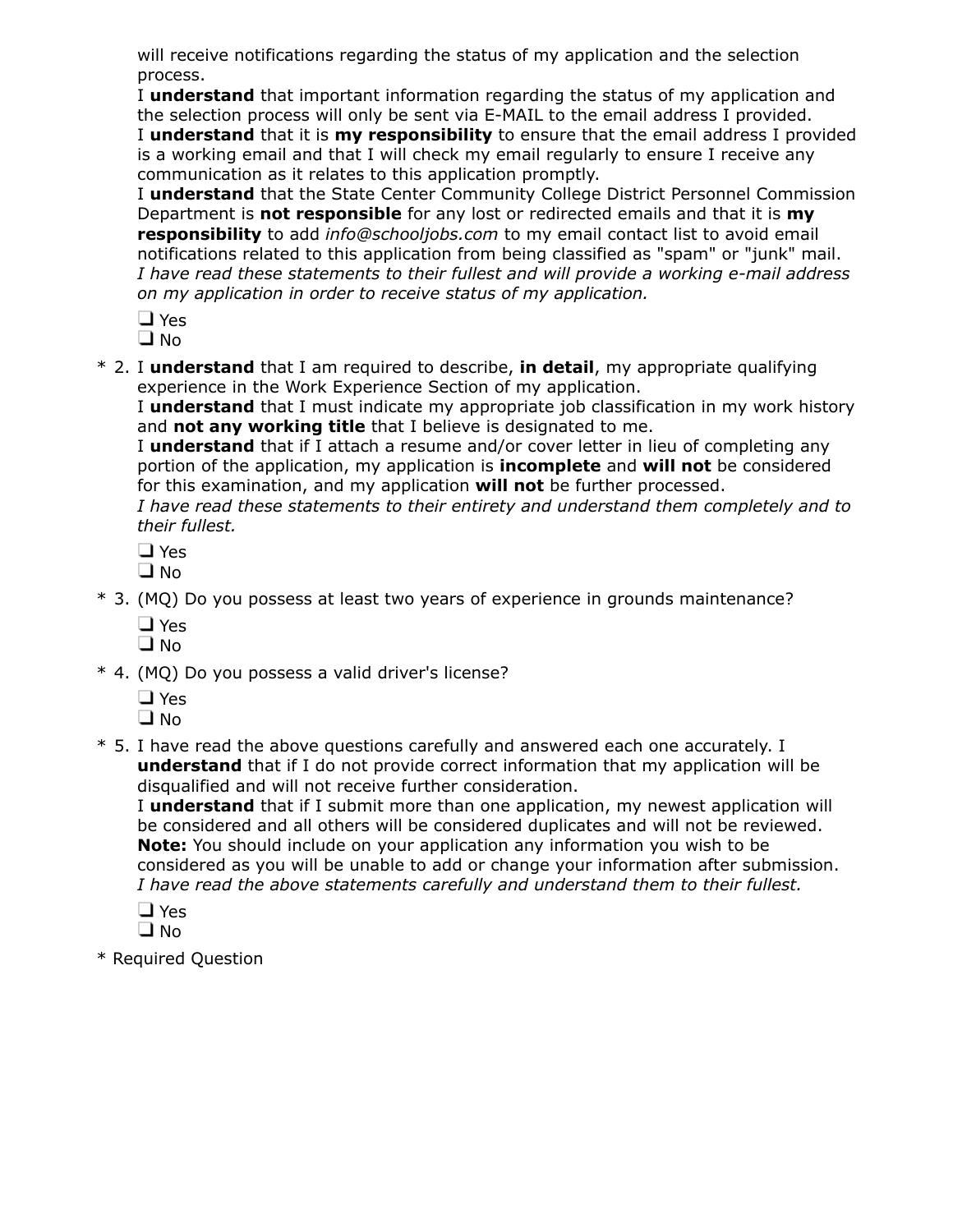will receive notifications regarding the status of my application and the selection process.
I **understand** that important information regarding the status of my application and the selection process will only be sent via E-MAIL to the email address I provided.
I **understand** that it is **my responsibility** to ensure that the email address I provided is a working email and that I will check my email regularly to ensure I receive any communication as it relates to this application promptly.
I **understand** that the State Center Community College District Personnel Commission Department is **not responsible** for any lost or redirected emails and that it is **my responsibility** to add *info@schooljobs.com* to my email contact list to avoid email notifications related to this application from being classified as "spam" or "junk" mail.
*I have read these statements to their fullest and will provide a working e-mail address on my application in order to receive status of my application.*

- ❑ Yes
- ❑ No

\* 2. I **understand** that I am required to describe, **in detail**, my appropriate qualifying experience in the Work Experience Section of my application.
I **understand** that I must indicate my appropriate job classification in my work history and **not any working title** that I believe is designated to me.
I **understand** that if I attach a resume and/or cover letter in lieu of completing any portion of the application, my application is **incomplete** and **will not** be considered for this examination, and my application **will not** be further processed.
*I have read these statements to their entirety and understand them completely and to their fullest.*

- ❑ Yes
- ❑ No

\* 3. (MQ) Do you possess at least two years of experience in grounds maintenance?

- ❑ Yes
- ❑ No

\* 4. (MQ) Do you possess a valid driver's license?

- ❑ Yes
- ❑ No

\* 5. I have read the above questions carefully and answered each one accurately. I **understand** that if I do not provide correct information that my application will be disqualified and will not receive further consideration.
I **understand** that if I submit more than one application, my newest application will be considered and all others will be considered duplicates and will not be reviewed.
**Note:** You should include on your application any information you wish to be considered as you will be unable to add or change your information after submission.
*I have read the above statements carefully and understand them to their fullest.*

- ❑ Yes
- ❑ No

\* Required Question